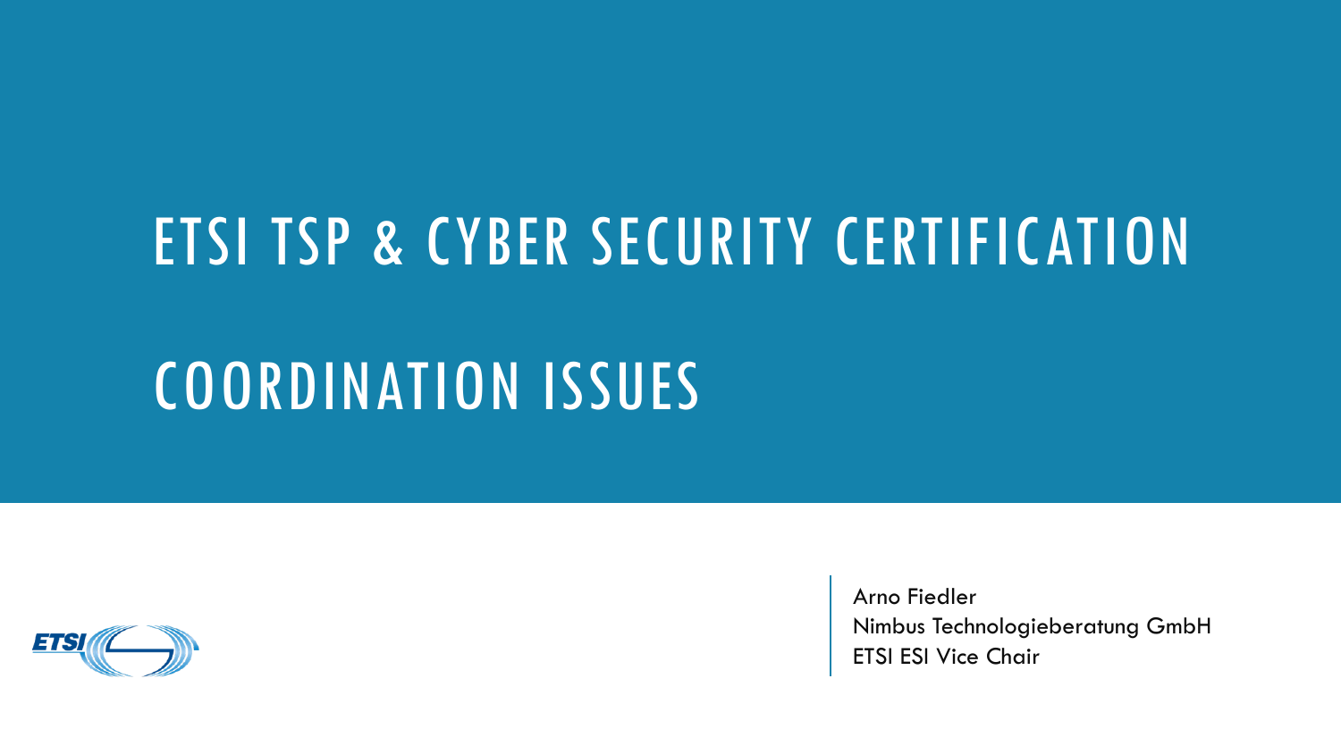# ETSI TSP & CYBER SECURITY CERTIFICATION

# COORDINATION ISSUES

Arno Fiedler
Nimbus Technologieberatung GmbH
ETSI ESI Vice Chair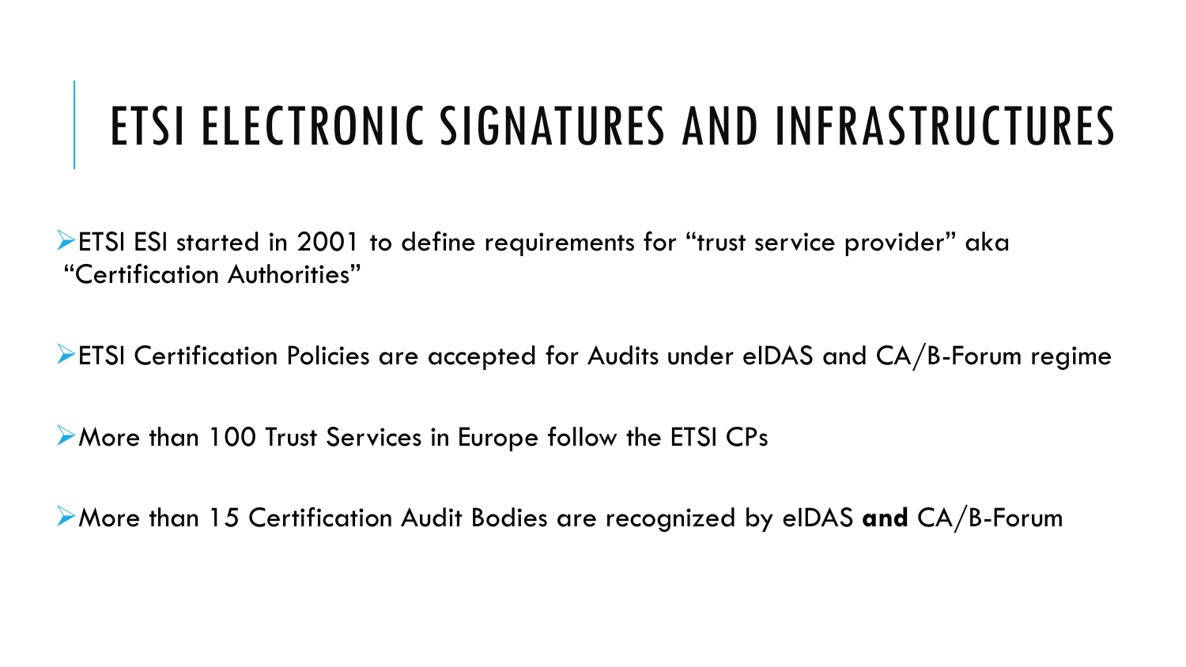# ETSI ELECTRONIC SIGNATURES AND INFRASTRUCTURES

- ETSI ESI started in 2001 to define requirements for "trust service provider" aka "Certification Authorities"

- ETSI Certification Policies are accepted for Audits under eIDAS and CA/B-Forum regime

- More than 100 Trust Services in Europe follow the ETSI CPs

- More than 15 Certification Audit Bodies are recognized by eIDAS **and** CA/B-Forum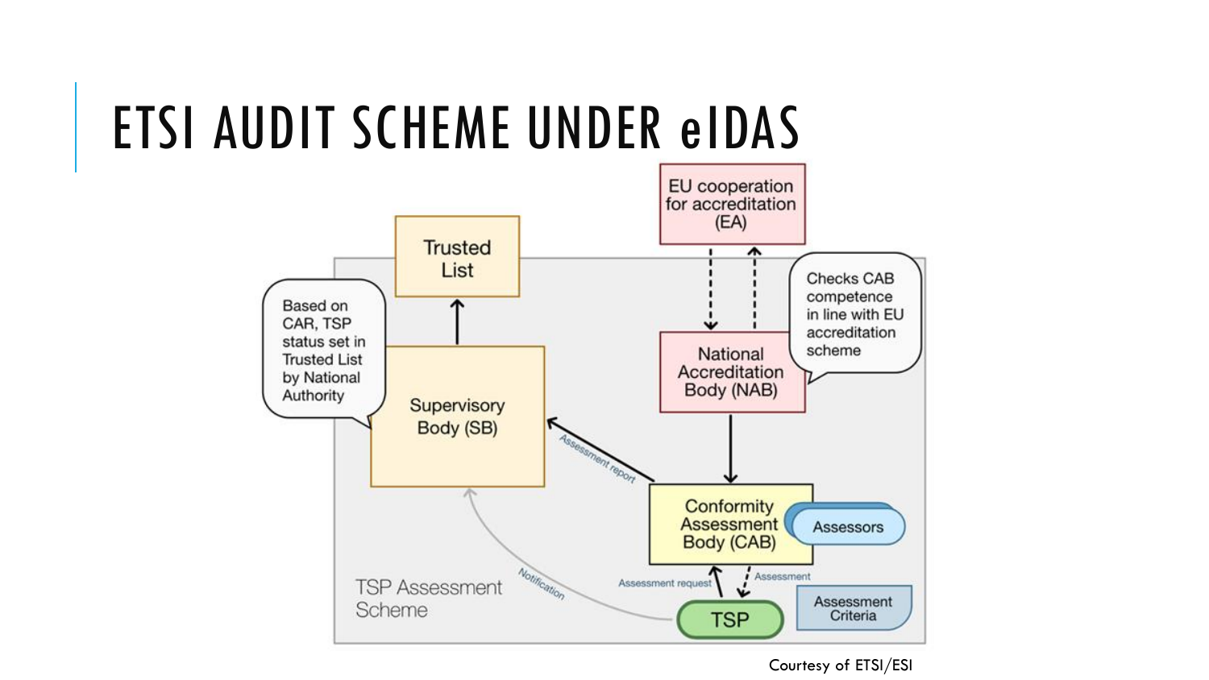# ETSI AUDIT SCHEME UNDER eIDAS

EU cooperation for accreditation (EA)

Trusted List

Based on CAR, TSP status set in Trusted List by National Authority

Supervisory Body (SB)

National Accreditation Body (NAB)

Checks CAB competence in line with EU accreditation scheme

Assessment report

Conformity Assessment Body (CAB)

Assessors

Notification

Assessment request

Assessment

TSP

Assessment Criteria

TSP Assessment Scheme

Courtesy of ETSI/ESI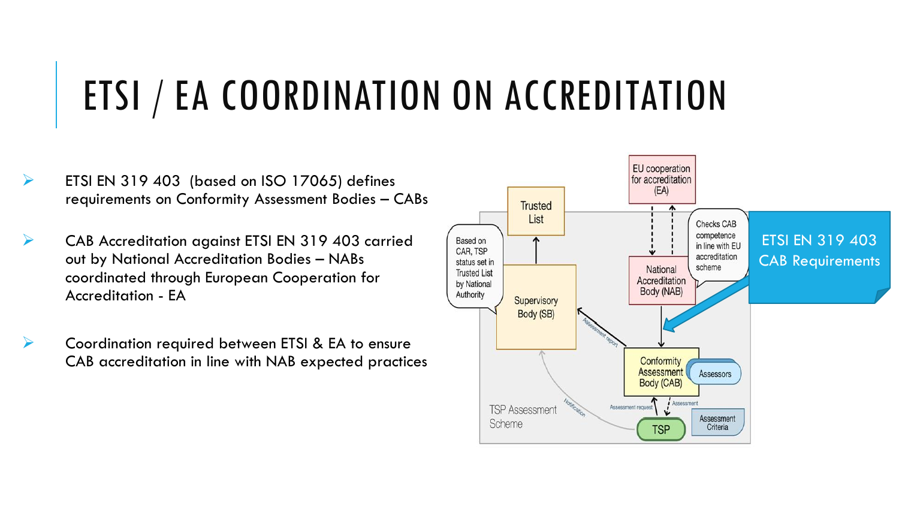# ETSI / EA COORDINATION ON ACCREDITATION

- ETSI EN 319 403 (based on ISO 17065) defines requirements on Conformity Assessment Bodies – CABs
- CAB Accreditation against ETSI EN 319 403 carried out by National Accreditation Bodies – NABs coordinated through European Cooperation for Accreditation - EA
- Coordination required between ETSI & EA to ensure CAB accreditation in line with NAB expected practices

Trusted List

EU cooperation for accreditation (EA)

Based on CAR, TSP status set in Trusted List by National Authority

Checks CAB competence in line with EU accreditation scheme

National Accreditation Body (NAB)

ETSI EN 319 403 CAB Requirements

Supervisory Body (SB)

Assessment report

Conformity Assessment Body (CAB)

Assessors

Notification

Assessment request

Assessment

TSP Assessment Scheme

TSP

Assessment Criteria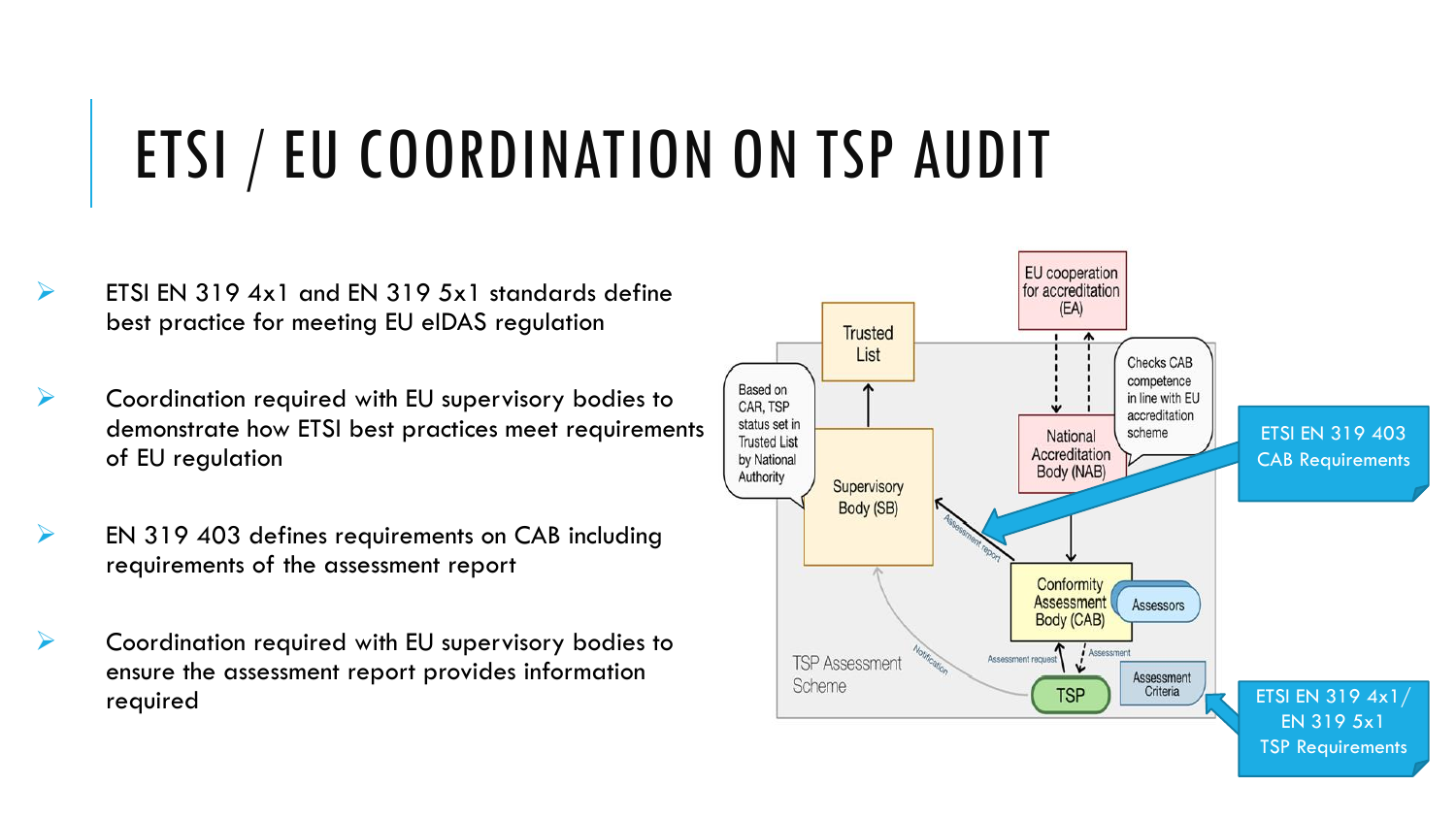# ETSI / EU COORDINATION ON TSP AUDIT

- ETSI EN 319 4x1 and EN 319 5x1 standards define best practice for meeting EU eIDAS regulation
- Coordination required with EU supervisory bodies to demonstrate how ETSI best practices meet requirements of EU regulation
- EN 319 403 defines requirements on CAB including requirements of the assessment report
- Coordination required with EU supervisory bodies to ensure the assessment report provides information required

EU cooperation for accreditation (EA)

Trusted List

Based on CAR, TSP status set in Trusted List by National Authority

Checks CAB competence in line with EU accreditation scheme

National Accreditation Body (NAB)

ETSI EN 319 403 CAB Requirements

Supervisory Body (SB)

Assessment report

Conformity Assessment Body (CAB)

Assessors

Notification

Assessment request

Assessment

TSP Assessment Scheme

TSP

Assessment Criteria

ETSI EN 319 4x1/ EN 319 5x1 TSP Requirements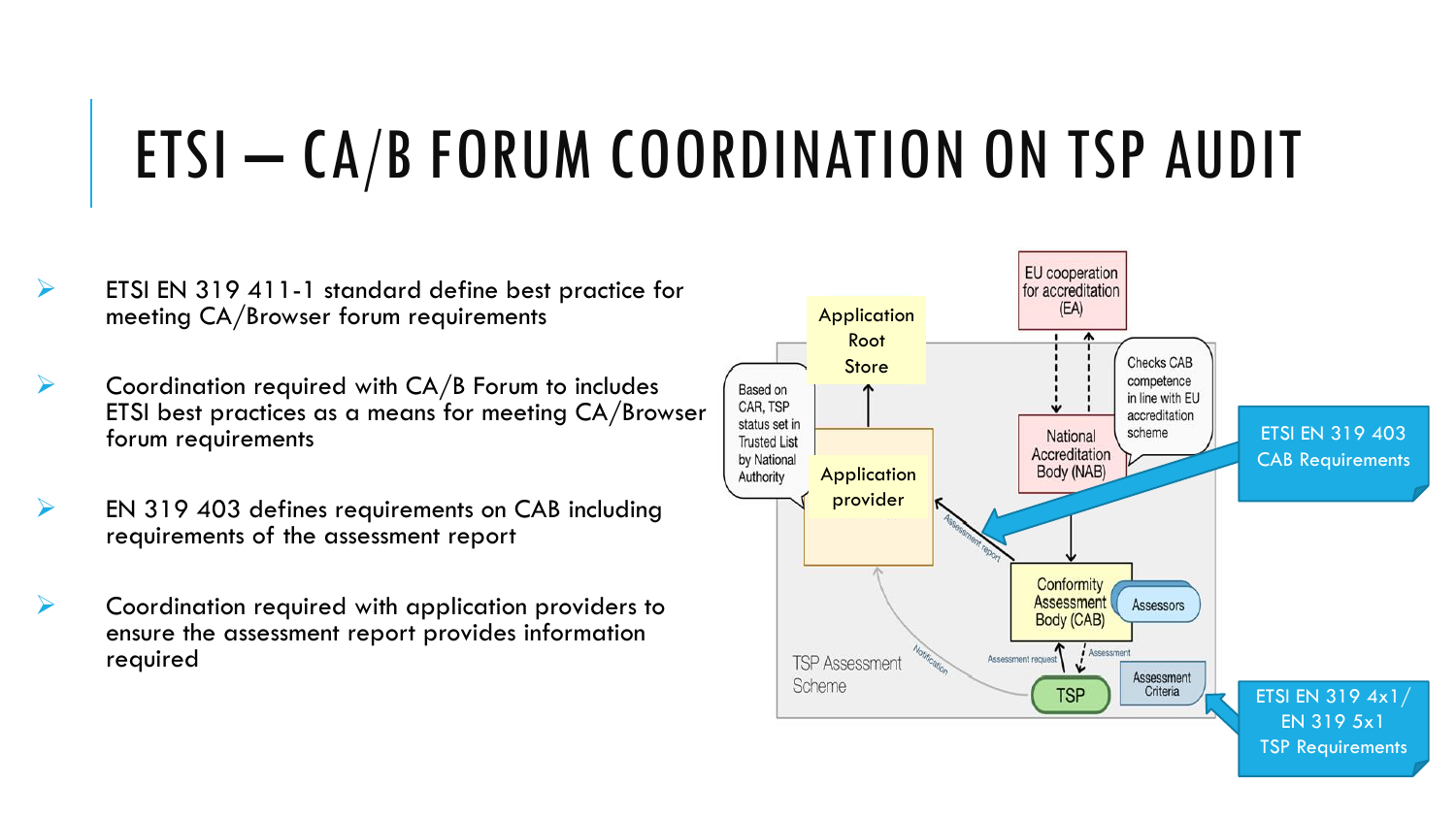# ETSI – CA/B FORUM COORDINATION ON TSP AUDIT

- ETSI EN 319 411-1 standard define best practice for meeting CA/Browser forum requirements
- Coordination required with CA/B Forum to includes ETSI best practices as a means for meeting CA/Browser forum requirements
- EN 319 403 defines requirements on CAB including requirements of the assessment report
- Coordination required with application providers to ensure the assessment report provides information required

EU cooperation for accreditation (EA)

Application Root Store

Based on CAR, TSP status set in Trusted List by National Authority

Application provider

National Accreditation Body (NAB)

Checks CAB competence in line with EU accreditation scheme

ETSI EN 319 403 CAB Requirements

Assessment report

Conformity Assessment Body (CAB)

Assessors

TSP Assessment Scheme

Notification

Assessment request

Assessment

TSP

Assessment Criteria

ETSI EN 319 4x1/ EN 319 5x1 TSP Requirements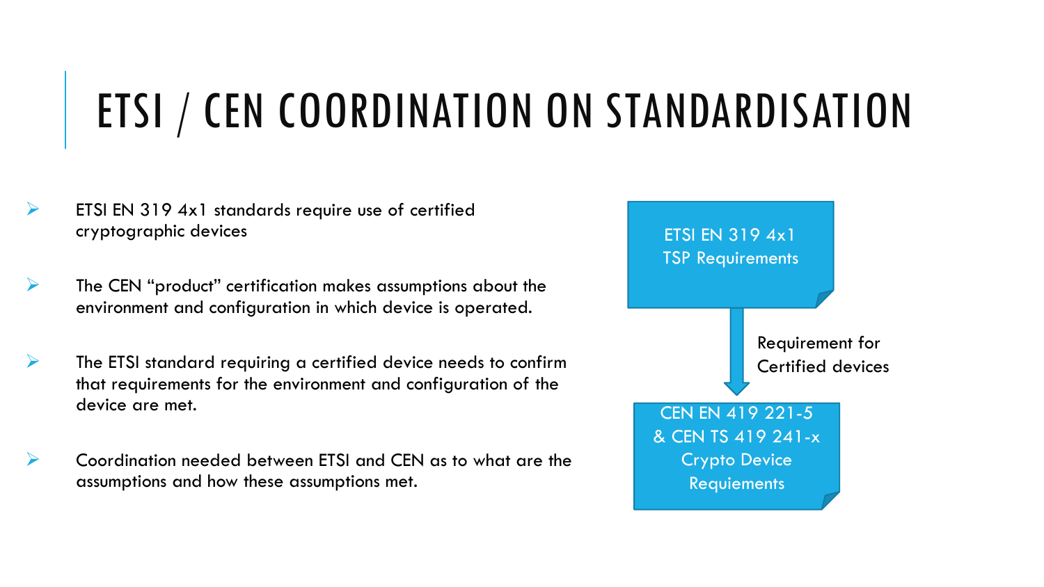# ETSI / CEN COORDINATION ON STANDARDISATION

- ETSI EN 319 4x1 standards require use of certified cryptographic devices
- The CEN "product" certification makes assumptions about the environment and configuration in which device is operated.
- The ETSI standard requiring a certified device needs to confirm that requirements for the environment and configuration of the device are met.
- Coordination needed between ETSI and CEN as to what are the assumptions and how these assumptions met.

ETSI EN 319 4x1
TSP Requirements

Requirement for
Certified devices

CEN EN 419 221-5
& CEN TS 419 241-x
Crypto Device
Requiements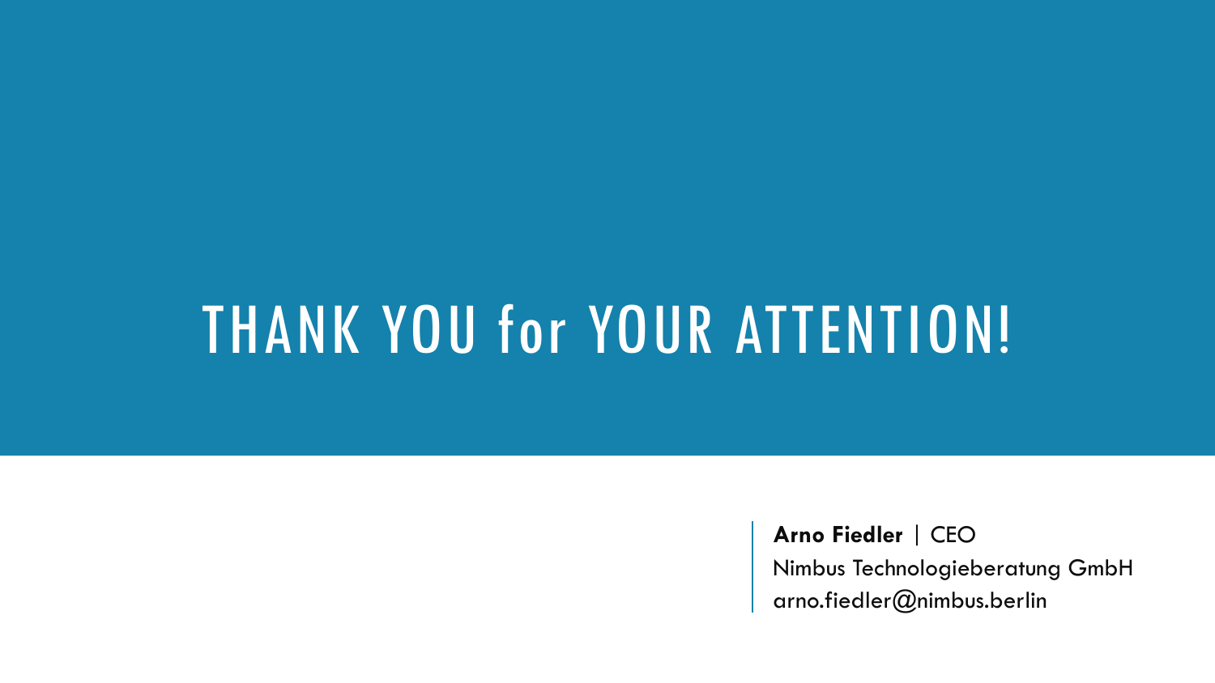# THANK YOU for YOUR ATTENTION!

**Arno Fiedler** | CEO
Nimbus Technologieberatung GmbH
arno.fiedler@nimbus.berlin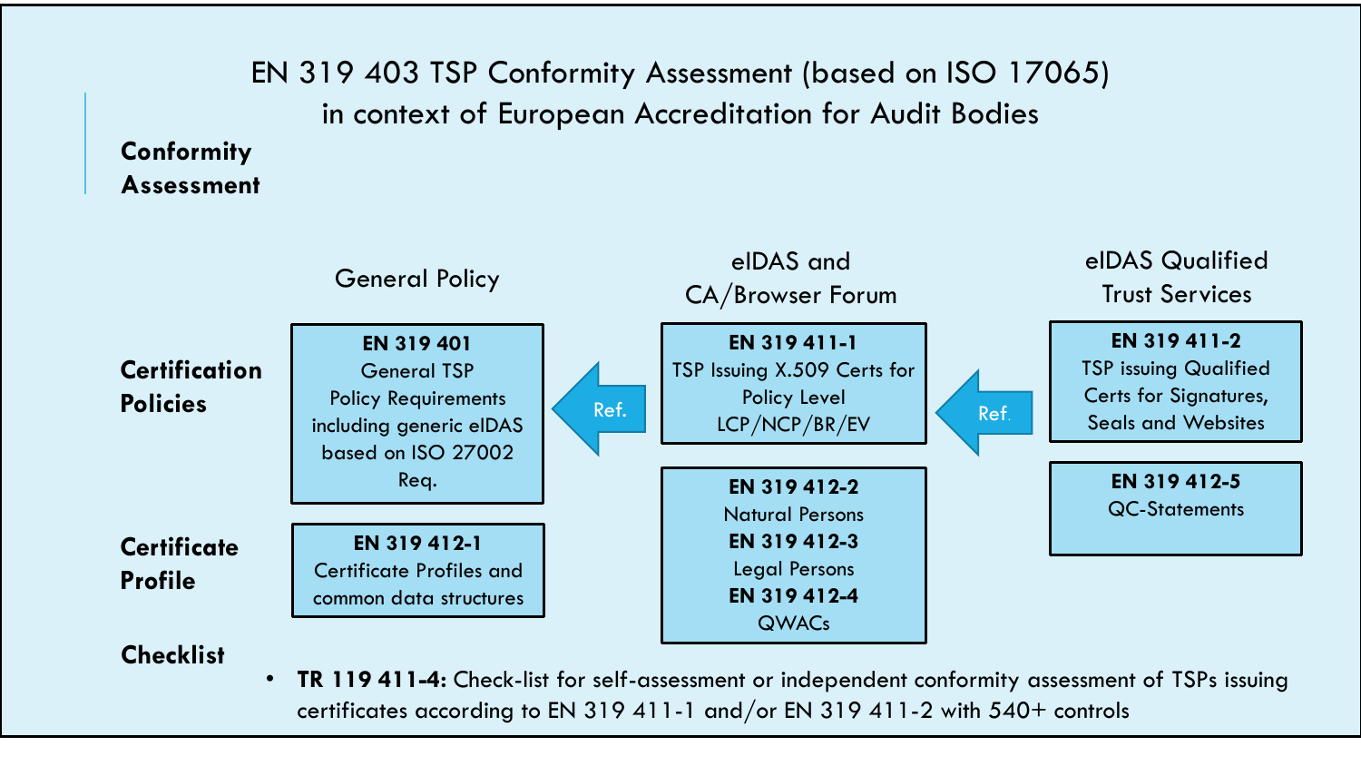# EN 319 403 TSP Conformity Assessment (based on ISO 17065) in context of European Accreditation for Audit Bodies

**Conformity Assessment**

| | General Policy | eIDAS and CA/Browser Forum | eIDAS Qualified Trust Services |
|---|---|---|---|
| **Certification Policies** | **EN 319 401** General TSP Policy Requirements including generic eIDAS based on ISO 27002 Req. | **EN 319 411-1** TSP Issuing X.509 Certs for Policy Level LCP/NCP/BR/EV | **EN 319 411-2** TSP issuing Qualified Certs for Signatures, Seals and Websites |
| **Certificate Profile** | **EN 319 412-1** Certificate Profiles and common data structures | **EN 319 412-2** Natural Persons **EN 319 412-3** Legal Persons **EN 319 412-4** QWACs | **EN 319 412-5** QC-Statements |

EN 319 411-2 → Ref. → EN 319 411-1 → Ref. → EN 319 401

**Checklist**

- **TR 119 411-4:** Check-list for self-assessment or independent conformity assessment of TSPs issuing certificates according to EN 319 411-1 and/or EN 319 411-2 with 540+ controls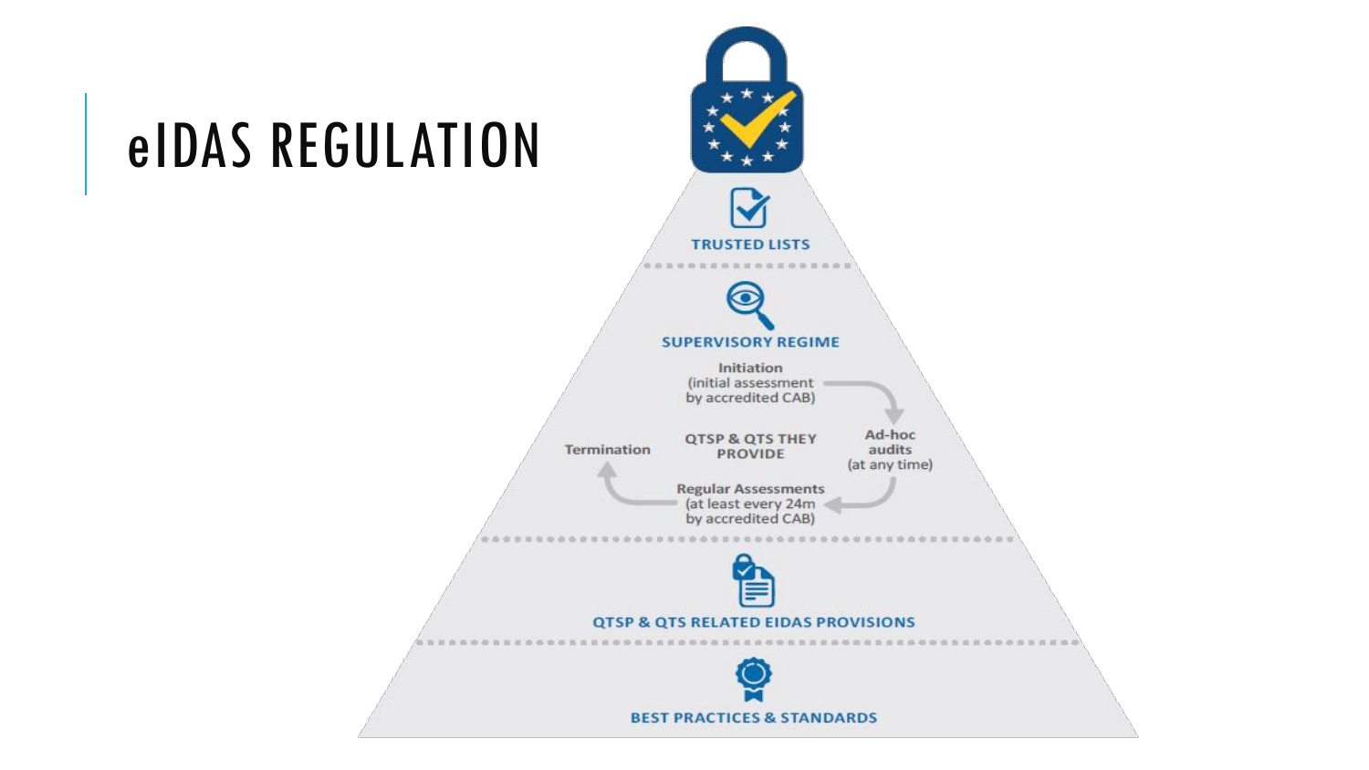# eIDAS REGULATION

TRUSTED LISTS

SUPERVISORY REGIME

Initiation (initial assessment by accredited CAB)

Ad-hoc audits (at any time)

QTSP & QTS THEY PROVIDE

Termination

Regular Assessments (at least every 24m by accredited CAB)

QTSP & QTS RELATED EIDAS PROVISIONS

BEST PRACTICES & STANDARDS